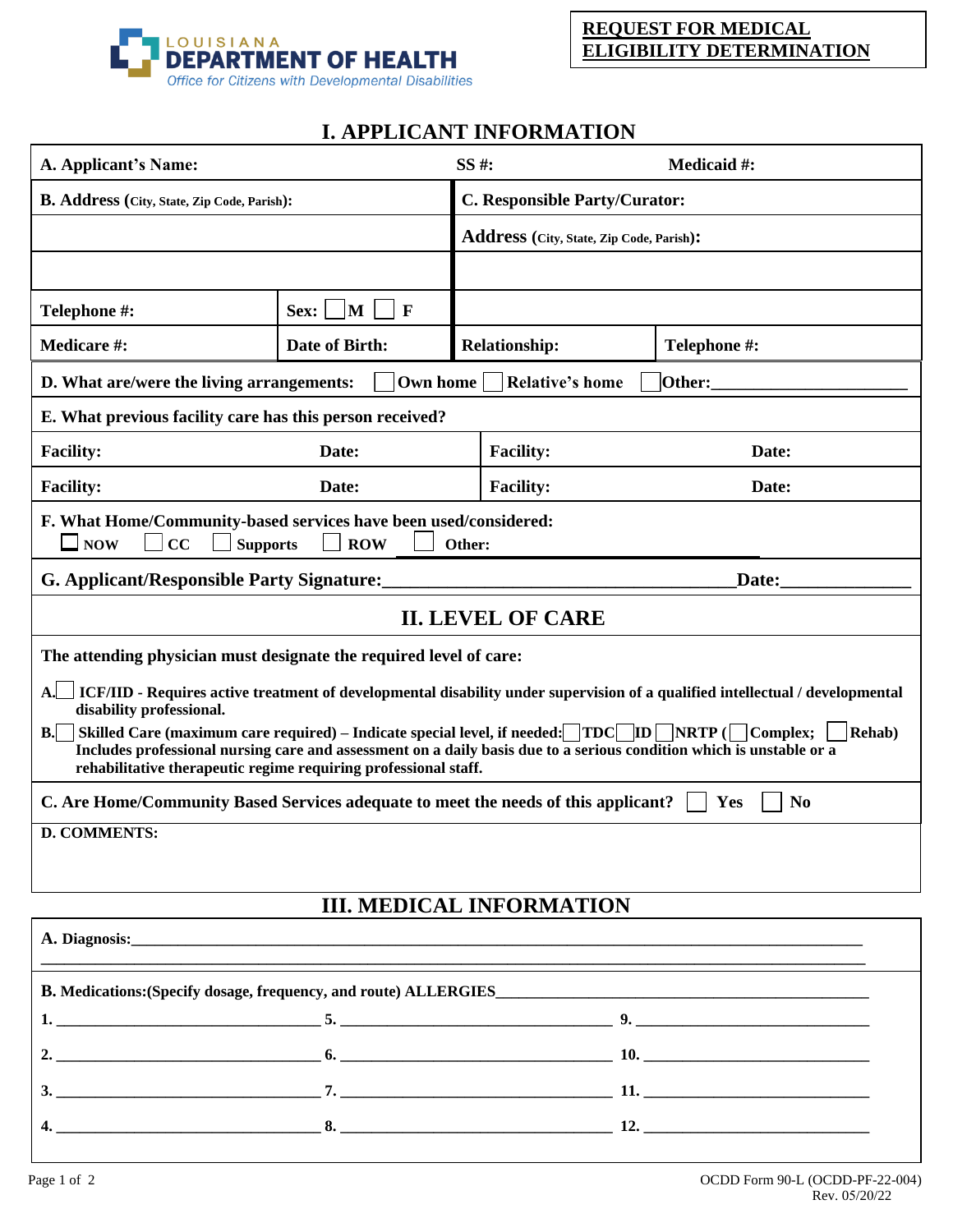LOUISIANA DEPARTMENT OF HEALTH
Office for Citizens with Developmental Disabilities

**REQUEST FOR MEDICAL ELIGIBILITY DETERMINATION**

# I. APPLICANT INFORMATION

| | | | |
|---|---|---|---|
| **A. Applicant's Name:** | | **SS #:** | **Medicaid #:** |
| **B. Address** (City, State, Zip Code, Parish): | | **C. Responsible Party/Curator:** | |
| | | **Address** (City, State, Zip Code, Parish): | |
| | | | |
| **Telephone #:** | **Sex:** ☐ M ☐ F | | |
| **Medicare #:** | **Date of Birth:** | **Relationship:** | **Telephone #:** |

**D. What are/were the living arrangements:** ☐ Own home ☐ Relative's home ☐ Other:______________________

**E. What previous facility care has this person received?**

| | | | |
|---|---|---|---|
| **Facility:** | **Date:** | **Facility:** | **Date:** |
| **Facility:** | **Date:** | **Facility:** | **Date:** |

**F. What Home/Community-based services have been used/considered:**
☐ NOW ☐ CC ☐ Supports ☐ ROW ☐ Other:______________________

**G. Applicant/Responsible Party Signature:**____________________________________ **Date:**______________

# II. LEVEL OF CARE

**The attending physician must designate the required level of care:**

**A.** ☐ **ICF/IID - Requires active treatment of developmental disability under supervision of a qualified intellectual / developmental disability professional.**

**B.** ☐ **Skilled Care (maximum care required) – Indicate special level, if needed:** ☐ **TDC** ☐ **ID** ☐ **NRTP (** ☐ **Complex;** ☐ **Rehab)**
**Includes professional nursing care and assessment on a daily basis due to a serious condition which is unstable or a rehabilitative therapeutic regime requiring professional staff.**

**C. Are Home/Community Based Services adequate to meet the needs of this applicant?** ☐ **Yes** ☐ **No**

**D. COMMENTS:**

# III. MEDICAL INFORMATION

**A. Diagnosis:**__________________________________________________________________________

**B. Medications:(Specify dosage, frequency, and route) ALLERGIES**______________________________

| | | |
|---|---|---|
| **1.** ______________________ | **5.** ______________________ | **9.** ______________________ |
| **2.** ______________________ | **6.** ______________________ | **10.** ______________________ |
| **3.** ______________________ | **7.** ______________________ | **11.** ______________________ |
| **4.** ______________________ | **8.** ______________________ | **12.** ______________________ |

OCDD Form 90-L (OCDD-PF-22-004)
Rev. 05/20/22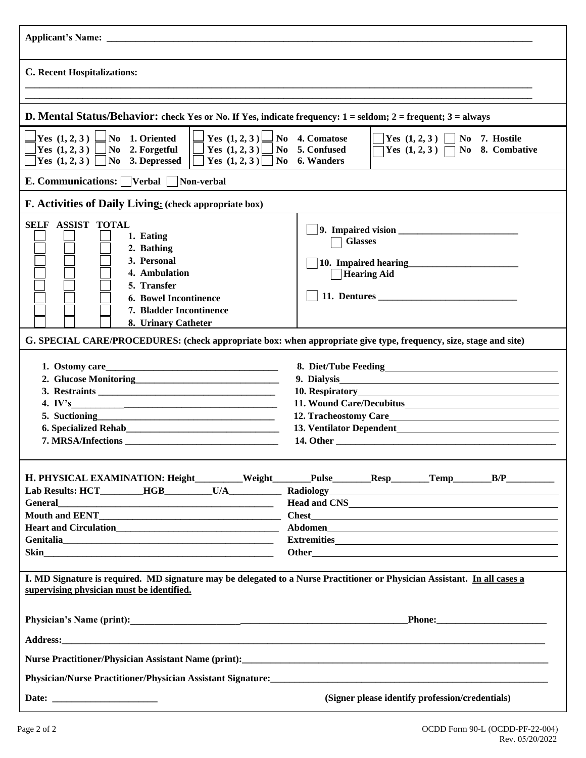**Applicant's Name:** ______________________________________________

**C. Recent Hospitalizations:**

______________________________________________

______________________________________________

**D. Mental Status/Behavior:** check Yes or No. If Yes, indicate frequency: 1 = seldom; 2 = frequent; 3 = always

| | | |
|---|---|---|
| ☐ Yes (1, 2, 3) ☐ No 1. Oriented | ☐ Yes (1, 2, 3) ☐ No 4. Comatose | ☐ Yes (1, 2, 3) ☐ No 7. Hostile |
| ☐ Yes (1, 2, 3) ☐ No 2. Forgetful | ☐ Yes (1, 2, 3) ☐ No 5. Confused | ☐ Yes (1, 2, 3) ☐ No 8. Combative |
| ☐ Yes (1, 2, 3) ☐ No 3. Depressed | ☐ Yes (1, 2, 3) ☐ No 6. Wanders | |

**E. Communications:** ☐ Verbal ☐ Non-verbal

**F. Activities of Daily Living:** (check appropriate box)

| SELF | ASSIST | TOTAL | |
|---|---|---|---|
| ☐ | ☐ | ☐ | 1. Eating |
| ☐ | ☐ | ☐ | 2. Bathing |
| ☐ | ☐ | ☐ | 3. Personal |
| ☐ | ☐ | ☐ | 4. Ambulation |
| ☐ | ☐ | ☐ | 5. Transfer |
| ☐ | ☐ | ☐ | 6. Bowel Incontinence |
| ☐ | ☐ | ☐ | 7. Bladder Incontinence |
| ☐ | ☐ | ☐ | 8. Urinary Catheter |

☐ 9. Impaired vision ____________________
☐ Glasses

☐ 10. Impaired hearing____________________
☐ Hearing Aid

☐ 11. Dentures ____________________

**G. SPECIAL CARE/PROCEDURES:** (check appropriate box: when appropriate give type, frequency, size, stage and site)

1. Ostomy care____________________
2. Glucose Monitoring____________________
3. Restraints ____________________
4. IV's____________________
5. Suctioning____________________
6. Specialized Rehab____________________
7. MRSA/Infections ____________________
8. Diet/Tube Feeding____________________
9. Dialysis____________________
10. Respiratory____________________
11. Wound Care/Decubitus____________________
12. Tracheostomy Care____________________
13. Ventilator Dependent____________________
14. Other ____________________

**H. PHYSICAL EXAMINATION:** Height_________Weight________Pulse________Resp________Temp________B/P__________

Lab Results: HCT_________HGB__________U/A___________

Radiology____________________

General____________________

Head and CNS____________________

Mouth and EENT____________________

Chest____________________

Heart and Circulation____________________

Abdomen____________________

Genitalia____________________

Extremities____________________

Skin____________________

Other____________________

**I. MD Signature is required. MD signature may be delegated to a Nurse Practitioner or Physician Assistant. <u>In all cases a supervising physician must be identified.</u>**

Physician's Name (print):____________________________________________ Phone:____________________

Address:____________________________________________

Nurse Practitioner/Physician Assistant Name (print):____________________________________________

Physician/Nurse Practitioner/Physician Assistant Signature:____________________________________________

Date: ____________________ (Signer please identify profession/credentials)

OCDD Form 90-L (OCDD-PF-22-004)
Rev. 05/20/2022